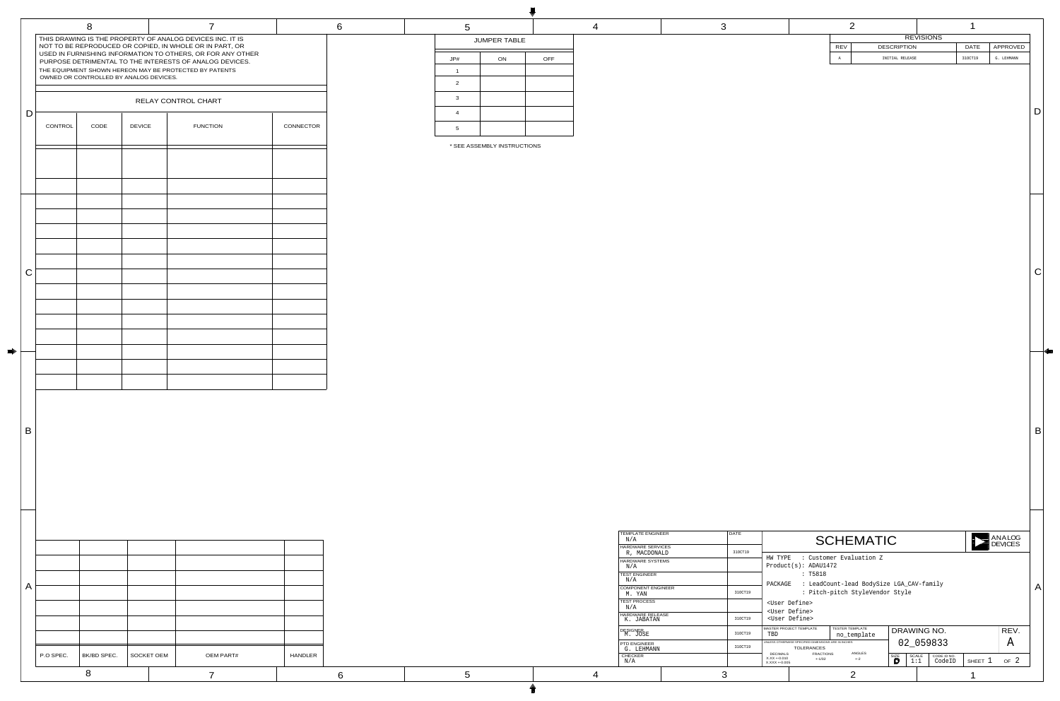THIS DRAWING IS THE PROPERTY OF ANALOG DEVICES INC. IT IS NOT TO BE REPRODUCED OR COPIED, IN WHOLE OR IN PART, OR USED IN FURNISHING INFORMATION TO OTHERS, OR FOR ANY OTHER PURPOSE DETRIMENTAL TO THE INTERESTS OF ANALOG DEVICES. THE EQUIPMENT SHOWN HEREON MAY BE PROTECTED BY PATENTS OWNED OR CONTROLLED BY ANALOG DEVICES.

## RELAY CONTROL CHART

| CONTROL | CODE | DEVICE | FUNCTION | CONNECTOR |
|---|---|---|---|---|
| | | | | |
| | | | | |
| | | | | |
| | | | | |
| | | | | |
| | | | | |
| | | | | |
| | | | | |
| | | | | |
| | | | | |
| | | | | |
| | | | | |
| | | | | |
| | | | | |
| | | | | |
| | | | | |

## JUMPER TABLE

| JP# | ON | OFF |
|---|---|---|
| 1 | | |
| 2 | | |
| 3 | | |
| 4 | | |
| 5 | | |

* SEE ASSEMBLY INSTRUCTIONS

## REVISIONS

| REV | DESCRIPTION | DATE | APPROVED |
|---|---|---|---|
| A | INITIAL RELEASE | 31OCT19 | G. LEHMANN |

| P.O SPEC. | BK/BD SPEC. | SOCKET OEM | OEM PART# | HANDLER |
|---|---|---|---|---|
| | | | | |
| | | | | |
| | | | | |
| | | | | |
| | | | | |
| | | | | |
| | | | | |

| ROLE | NAME | DATE |
|---|---|---|
| TEMPLATE ENGINEER | N/A | |
| HARDWARE SERVICES | R, MACDONALD | 31OCT19 |
| HARDWARE SYSTEMS | N/A | |
| TEST ENGINEER | N/A | |
| COMPONENT ENGINEER | M. YAN | 31OCT19 |
| TEST PROCESS | N/A | |
| HARDWARE RELEASE | K. JABATAN | 31OCT19 |
| DESIGNER | M. JOSE | 31OCT19 |
| PTD ENGINEER | G. LEHMANN | 31OCT19 |
| CHECKER | N/A | |

# SCHEMATIC

ANALOG DEVICES

HW TYPE : Customer Evaluation Z
Product(s): ADAU1472
: T5818
PACKAGE : LeadCount-lead BodySize LGA_CAV-family
: Pitch-pitch StyleVendor Style
<User Define>
<User Define>
<User Define>

MASTER PROJECT TEMPLATE: TBD
TESTER TEMPLATE: no_template

UNLESS OTHERWISE SPECIFIED DIMENSIONS ARE IN INCHES
TOLERANCES
DECIMALS X.XX +-0.010 X.XXX +-0.005 | FRACTIONS +-1/32 | ANGLES +-2

DRAWING NO. 02_059833
REV. A
SIZE D | SCALE 1:1 | CODE ID NO. CodeID | SHEET 1 OF 2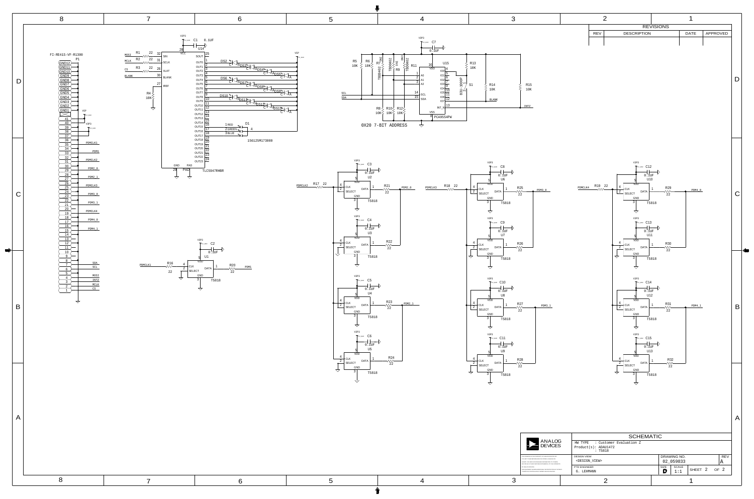# SCHEMATIC

| REVISIONS | | | |
|---|---|---|---|
| REV | DESCRIPTION | DATE | APPROVED |
| | | | |

P1 FI-RE41S-VF-R1300

U14 TLC5947RHBR

D1 156125M173000

U15 PCA9554PW

0X20 7-BIT ADDRESS

S1 B3U-3000P

U1–U13 T5818

PDMCLK1, PDMCLK2, PDMCLK3, PDMCLK4

PDM1, PDM2_0, PDM2_1, PDM3_0, PDM3_1, PDM4_0, PDM4_1

MOSI, MCLK, CS, BLANK, SCL, SDA, INTZ

V3P3, VSP

| | |
|---|---|
| HW TYPE | : Customer Evaluation Z |
| Product(s): | ADAU1472 |
| | : T5818 |
| DESIGN VIEW | <DESIGN_VIEW> |
| DRAWING NO. | 02_059833 |
| REV | A |
| PTD ENGINEER | G. LEHMANN |
| SIZE | D |
| SCALE | 1:1 |
| SHEET | 2 OF 2 |

ANALOG DEVICES